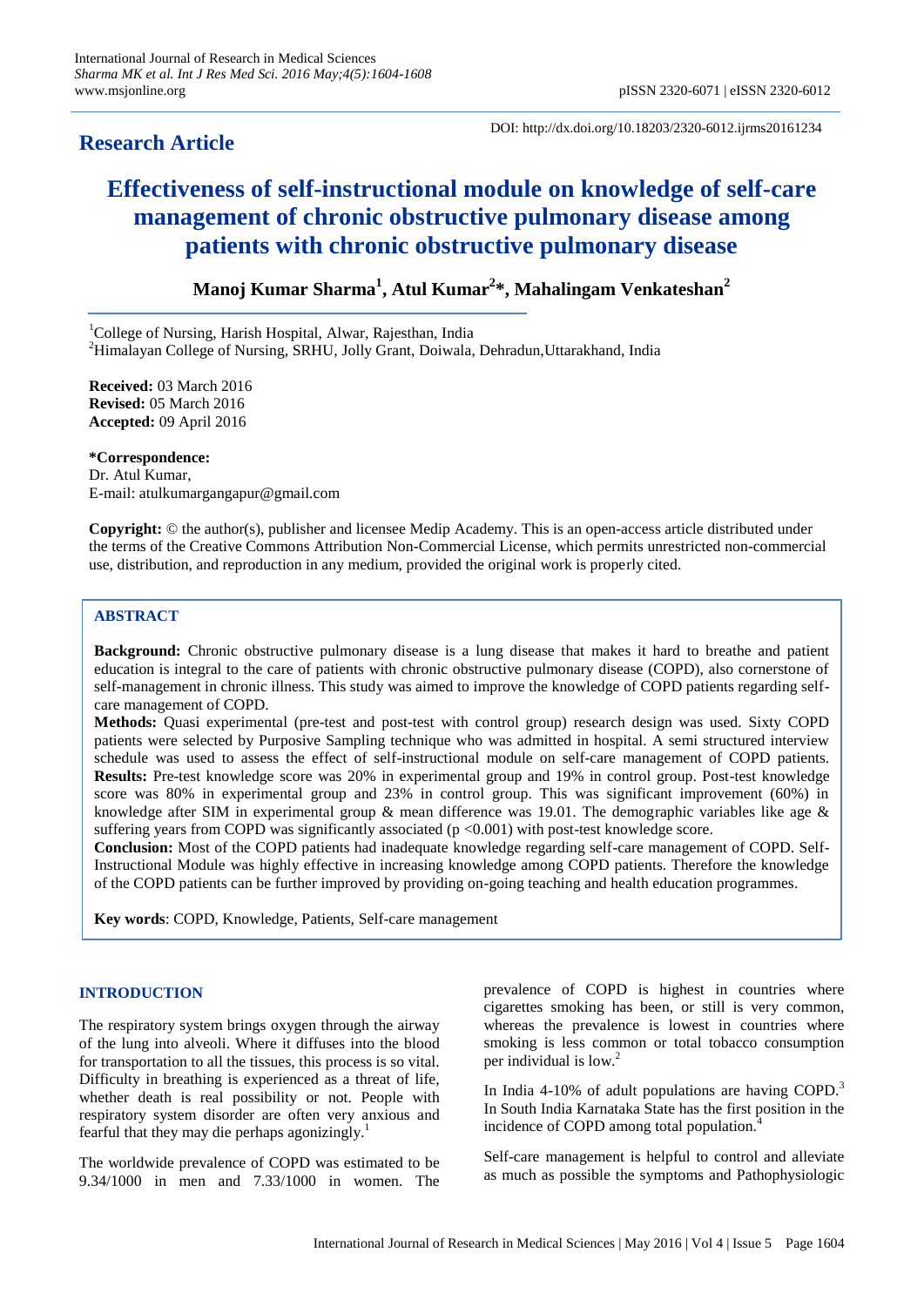## Research Article

DOI: http://dx.doi.org/10.18203/2320-6012.ijrms20161234

# Effectiveness of self-instructional module on knowledge of self-care management of chronic obstructive pulmonary disease among patients with chronic obstructive pulmonary disease

**Manoj Kumar Sharma[1], Atul Kumar[2]*, Mahalingam Venkateshan[2]**

[1]College of Nursing, Harish Hospital, Alwar, Rajesthan, India
[2]Himalayan College of Nursing, SRHU, Jolly Grant, Doiwala, Dehradun,Uttarakhand, India

**Received:** 03 March 2016
**Revised:** 05 March 2016
**Accepted:** 09 April 2016

***Correspondence:**
Dr. Atul Kumar,
E-mail: atulkumargangapur@gmail.com

**Copyright:** © the author(s), publisher and licensee Medip Academy. This is an open-access article distributed under the terms of the Creative Commons Attribution Non-Commercial License, which permits unrestricted non-commercial use, distribution, and reproduction in any medium, provided the original work is properly cited.

## ABSTRACT

**Background:** Chronic obstructive pulmonary disease is a lung disease that makes it hard to breathe and patient education is integral to the care of patients with chronic obstructive pulmonary disease (COPD), also cornerstone of self-management in chronic illness. This study was aimed to improve the knowledge of COPD patients regarding self-care management of COPD.

**Methods:** Quasi experimental (pre-test and post-test with control group) research design was used. Sixty COPD patients were selected by Purposive Sampling technique who was admitted in hospital. A semi structured interview schedule was used to assess the effect of self-instructional module on self-care management of COPD patients.

**Results:** Pre-test knowledge score was 20% in experimental group and 19% in control group. Post-test knowledge score was 80% in experimental group and 23% in control group. This was significant improvement (60%) in knowledge after SIM in experimental group & mean difference was 19.01. The demographic variables like age & suffering years from COPD was significantly associated ($p < 0.001$) with post-test knowledge score.

**Conclusion:** Most of the COPD patients had inadequate knowledge regarding self-care management of COPD. Self-Instructional Module was highly effective in increasing knowledge among COPD patients. Therefore the knowledge of the COPD patients can be further improved by providing on-going teaching and health education programmes.

**Key words**: COPD, Knowledge, Patients, Self-care management

## INTRODUCTION

The respiratory system brings oxygen through the airway of the lung into alveoli. Where it diffuses into the blood for transportation to all the tissues, this process is so vital. Difficulty in breathing is experienced as a threat of life, whether death is real possibility or not. People with respiratory system disorder are often very anxious and fearful that they may die perhaps agonizingly.[1]

The worldwide prevalence of COPD was estimated to be 9.34/1000 in men and 7.33/1000 in women. The prevalence of COPD is highest in countries where cigarettes smoking has been, or still is very common, whereas the prevalence is lowest in countries where smoking is less common or total tobacco consumption per individual is low.[2]

In India 4-10% of adult populations are having COPD.[3] In South India Karnataka State has the first position in the incidence of COPD among total population.[4]

Self-care management is helpful to control and alleviate as much as possible the symptoms and Pathophysiologic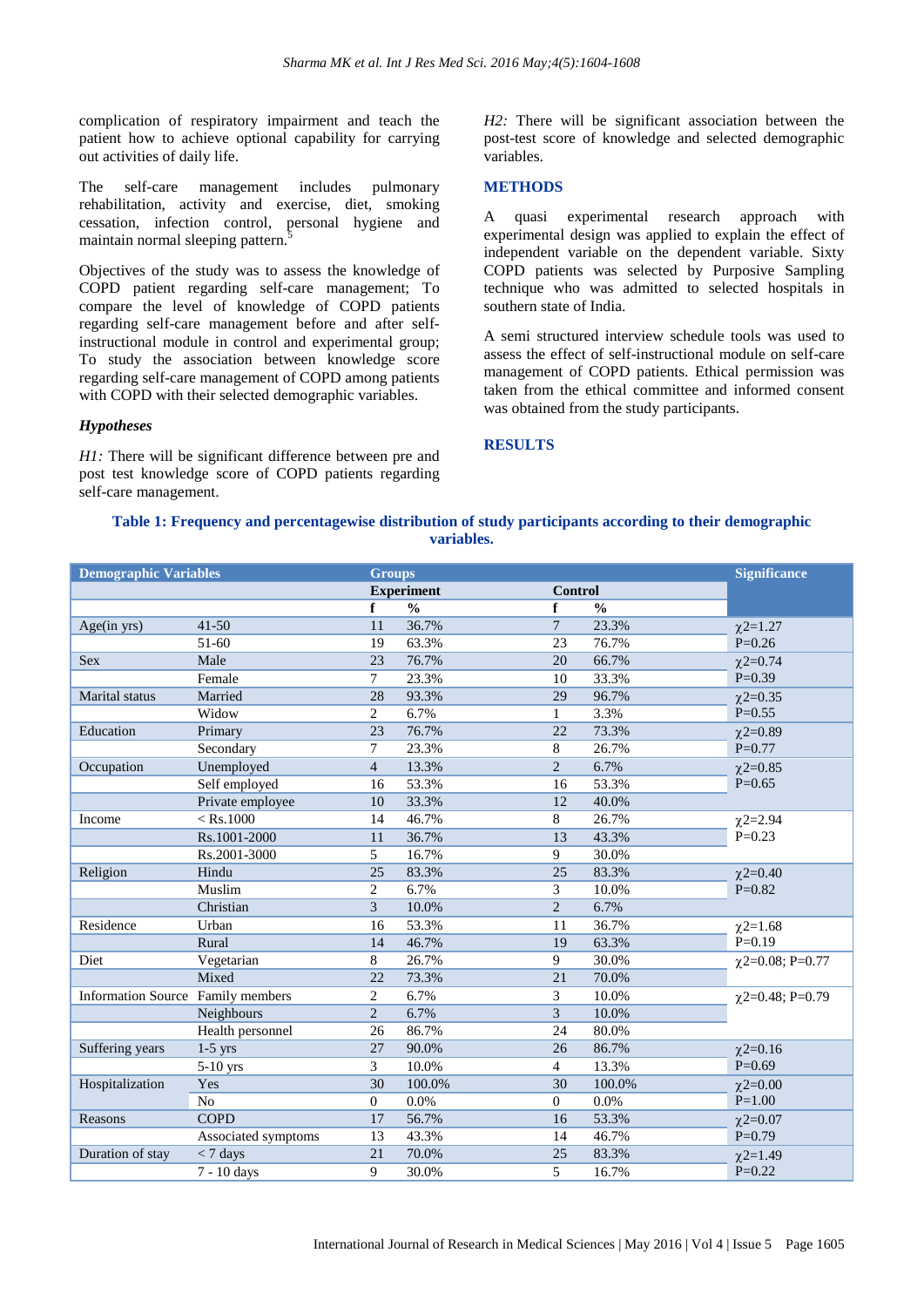complication of respiratory impairment and teach the patient how to achieve optional capability for carrying out activities of daily life.

The self-care management includes pulmonary rehabilitation, activity and exercise, diet, smoking cessation, infection control, personal hygiene and maintain normal sleeping pattern.[5]

Objectives of the study was to assess the knowledge of COPD patient regarding self-care management; To compare the level of knowledge of COPD patients regarding self-care management before and after self-instructional module in control and experimental group; To study the association between knowledge score regarding self-care management of COPD among patients with COPD with their selected demographic variables.

### *Hypotheses*

*H1:* There will be significant difference between pre and post test knowledge score of COPD patients regarding self-care management.

*H2:* There will be significant association between the post-test score of knowledge and selected demographic variables.

## METHODS

A quasi experimental research approach with experimental design was applied to explain the effect of independent variable on the dependent variable. Sixty COPD patients was selected by Purposive Sampling technique who was admitted to selected hospitals in southern state of India.

A semi structured interview schedule tools was used to assess the effect of self-instructional module on self-care management of COPD patients. Ethical permission was taken from the ethical committee and informed consent was obtained from the study participants.

## RESULTS

**Table 1: Frequency and percentagewise distribution of study participants according to their demographic variables.**

| Demographic Variables | | Groups | | | | Significance |
|---|---|---|---|---|---|---|
| | | Experiment | | Control | | |
| | | f | % | f | % | |
| Age(in yrs) | 41-50 | 11 | 36.7% | 7 | 23.3% | $\chi2$=1.27 |
| | 51-60 | 19 | 63.3% | 23 | 76.7% | P=0.26 |
| Sex | Male | 23 | 76.7% | 20 | 66.7% | $\chi2$=0.74 |
| | Female | 7 | 23.3% | 10 | 33.3% | P=0.39 |
| Marital status | Married | 28 | 93.3% | 29 | 96.7% | $\chi2$=0.35 |
| | Widow | 2 | 6.7% | 1 | 3.3% | P=0.55 |
| Education | Primary | 23 | 76.7% | 22 | 73.3% | $\chi2$=0.89 |
| | Secondary | 7 | 23.3% | 8 | 26.7% | P=0.77 |
| Occupation | Unemployed | 4 | 13.3% | 2 | 6.7% | $\chi2$=0.85 |
| | Self employed | 16 | 53.3% | 16 | 53.3% | P=0.65 |
| | Private employee | 10 | 33.3% | 12 | 40.0% | |
| Income | < Rs.1000 | 14 | 46.7% | 8 | 26.7% | $\chi2$=2.94 |
| | Rs.1001-2000 | 11 | 36.7% | 13 | 43.3% | P=0.23 |
| | Rs.2001-3000 | 5 | 16.7% | 9 | 30.0% | |
| Religion | Hindu | 25 | 83.3% | 25 | 83.3% | $\chi2$=0.40 |
| | Muslim | 2 | 6.7% | 3 | 10.0% | P=0.82 |
| | Christian | 3 | 10.0% | 2 | 6.7% | |
| Residence | Urban | 16 | 53.3% | 11 | 36.7% | $\chi2$=1.68 |
| | Rural | 14 | 46.7% | 19 | 63.3% | P=0.19 |
| Diet | Vegetarian | 8 | 26.7% | 9 | 30.0% | $\chi2$=0.08; P=0.77 |
| | Mixed | 22 | 73.3% | 21 | 70.0% | |
| Information Source | Family members | 2 | 6.7% | 3 | 10.0% | $\chi2$=0.48; P=0.79 |
| | Neighbours | 2 | 6.7% | 3 | 10.0% | |
| | Health personnel | 26 | 86.7% | 24 | 80.0% | |
| Suffering years | 1-5 yrs | 27 | 90.0% | 26 | 86.7% | $\chi2$=0.16 |
| | 5-10 yrs | 3 | 10.0% | 4 | 13.3% | P=0.69 |
| Hospitalization | Yes | 30 | 100.0% | 30 | 100.0% | $\chi2$=0.00 |
| | No | 0 | 0.0% | 0 | 0.0% | P=1.00 |
| Reasons | COPD | 17 | 56.7% | 16 | 53.3% | $\chi2$=0.07 |
| | Associated symptoms | 13 | 43.3% | 14 | 46.7% | P=0.79 |
| Duration of stay | < 7 days | 21 | 70.0% | 25 | 83.3% | $\chi2$=1.49 |
| | 7 - 10 days | 9 | 30.0% | 5 | 16.7% | P=0.22 |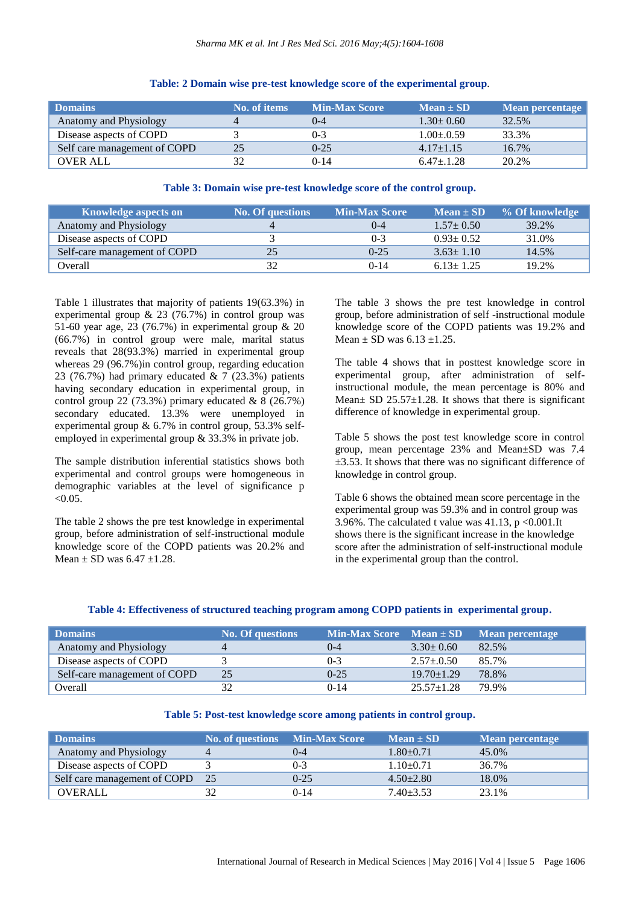**Table: 2 Domain wise pre-test knowledge score of the experimental group.**

| Domains | No. of items | Min-Max Score | Mean ± SD | Mean percentage |
|---|---|---|---|---|
| Anatomy and Physiology | 4 | 0-4 | 1.30± 0.60 | 32.5% |
| Disease aspects of COPD | 3 | 0-3 | 1.00±0.59 | 33.3% |
| Self care management of COPD | 25 | 0-25 | 4.17±1.15 | 16.7% |
| OVER ALL | 32 | 0-14 | 6.47±.1.28 | 20.2% |

**Table 3: Domain wise pre-test knowledge score of the control group.**

| Knowledge aspects on | No. Of questions | Min-Max Score | Mean ± SD | % Of knowledge |
|---|---|---|---|---|
| Anatomy and Physiology | 4 | 0-4 | 1.57± 0.50 | 39.2% |
| Disease aspects of COPD | 3 | 0-3 | 0.93± 0.52 | 31.0% |
| Self-care management of COPD | 25 | 0-25 | 3.63± 1.10 | 14.5% |
| Overall | 32 | 0-14 | 6.13± 1.25 | 19.2% |

Table 1 illustrates that majority of patients 19(63.3%) in experimental group & 23 (76.7%) in control group was 51-60 year age, 23 (76.7%) in experimental group & 20 (66.7%) in control group were male, marital status reveals that 28(93.3%) married in experimental group whereas 29 (96.7%)in control group, regarding education 23 (76.7%) had primary educated & 7 (23.3%) patients having secondary education in experimental group, in control group 22 (73.3%) primary educated & 8 (26.7%) secondary educated. 13.3% were unemployed in experimental group & 6.7% in control group, 53.3% self-employed in experimental group & 33.3% in private job.

The sample distribution inferential statistics shows both experimental and control groups were homogeneous in demographic variables at the level of significance $p < 0.05$.

The table 2 shows the pre test knowledge in experimental group, before administration of self-instructional module knowledge score of the COPD patients was 20.2% and Mean ± SD was 6.47 ±1.28.

The table 3 shows the pre test knowledge in control group, before administration of self -instructional module knowledge score of the COPD patients was 19.2% and Mean ± SD was 6.13 ±1.25.

The table 4 shows that in posttest knowledge score in experimental group, after administration of self-instructional module, the mean percentage is 80% and Mean± SD 25.57±1.28. It shows that there is significant difference of knowledge in experimental group.

Table 5 shows the post test knowledge score in control group, mean percentage 23% and Mean±SD was 7.4 ±3.53. It shows that there was no significant difference of knowledge in control group.

Table 6 shows the obtained mean score percentage in the experimental group was 59.3% and in control group was 3.96%. The calculated t value was 41.13, $p < 0.001$.It shows there is the significant increase in the knowledge score after the administration of self-instructional module in the experimental group than the control.

**Table 4: Effectiveness of structured teaching program among COPD patients in experimental group.**

| Domains | No. Of questions | Min-Max Score | Mean ± SD | Mean percentage |
|---|---|---|---|---|
| Anatomy and Physiology | 4 | 0-4 | 3.30± 0.60 | 82.5% |
| Disease aspects of COPD | 3 | 0-3 | 2.57±.0.50 | 85.7% |
| Self-care management of COPD | 25 | 0-25 | 19.70±1.29 | 78.8% |
| Overall | 32 | 0-14 | 25.57±1.28 | 79.9% |

**Table 5: Post-test knowledge score among patients in control group.**

| Domains | No. of questions | Min-Max Score | Mean ± SD | Mean percentage |
|---|---|---|---|---|
| Anatomy and Physiology | 4 | 0-4 | 1.80±0.71 | 45.0% |
| Disease aspects of COPD | 3 | 0-3 | 1.10±0.71 | 36.7% |
| Self care management of COPD | 25 | 0-25 | 4.50±2.80 | 18.0% |
| OVERALL | 32 | 0-14 | 7.40±3.53 | 23.1% |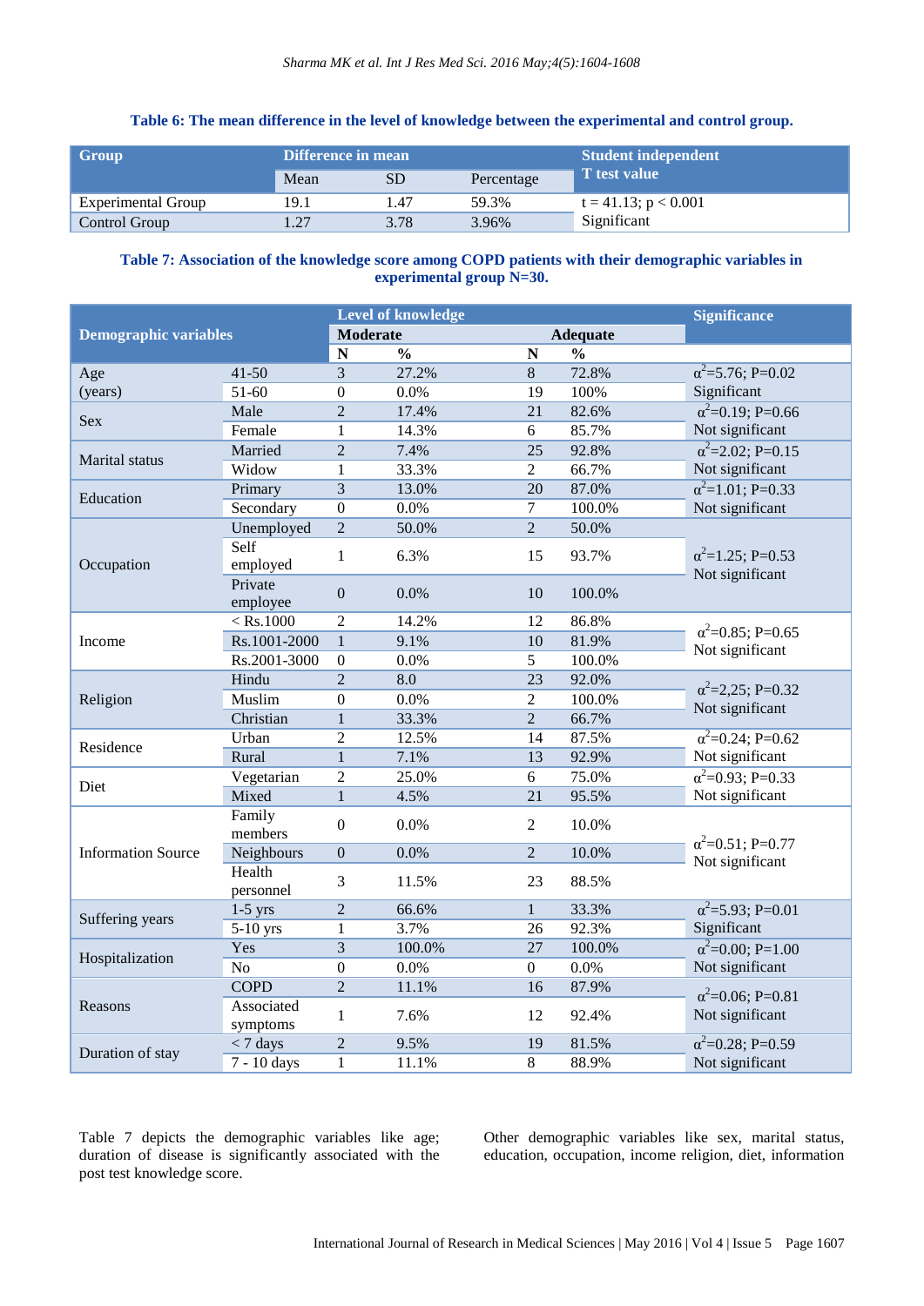**Table 6: The mean difference in the level of knowledge between the experimental and control group.**

| Group | Difference in mean | | | Student independent T test value |
|---|---|---|---|---|
| | Mean | SD | Percentage | |
| Experimental Group | 19.1 | 1.47 | 59.3% | t = 41.13; p < 0.001 |
| Control Group | 1.27 | 3.78 | 3.96% | Significant |

**Table 7: Association of the knowledge score among COPD patients with their demographic variables in experimental group N=30.**

| Demographic variables | | Level of knowledge | | | | Significance |
|---|---|---|---|---|---|---|
| | | Moderate | | Adequate | | |
| | | N | % | N | % | |
| Age (years) | 41-50 | 3 | 27.2% | 8 | 72.8% | $\alpha^2$=5.76; P=0.02 |
| | 51-60 | 0 | 0.0% | 19 | 100% | Significant |
| Sex | Male | 2 | 17.4% | 21 | 82.6% | $\alpha^2$=0.19; P=0.66 |
| | Female | 1 | 14.3% | 6 | 85.7% | Not significant |
| Marital status | Married | 2 | 7.4% | 25 | 92.8% | $\alpha^2$=2.02; P=0.15 |
| | Widow | 1 | 33.3% | 2 | 66.7% | Not significant |
| Education | Primary | 3 | 13.0% | 20 | 87.0% | $\alpha^2$=1.01; P=0.33 |
| | Secondary | 0 | 0.0% | 7 | 100.0% | Not significant |
| Occupation | Unemployed | 2 | 50.0% | 2 | 50.0% | $\alpha^2$=1.25; P=0.53 Not significant |
| | Self employed | 1 | 6.3% | 15 | 93.7% | |
| | Private employee | 0 | 0.0% | 10 | 100.0% | |
| Income | < Rs.1000 | 2 | 14.2% | 12 | 86.8% | $\alpha^2$=0.85; P=0.65 Not significant |
| | Rs.1001-2000 | 1 | 9.1% | 10 | 81.9% | |
| | Rs.2001-3000 | 0 | 0.0% | 5 | 100.0% | |
| Religion | Hindu | 2 | 8.0 | 23 | 92.0% | $\alpha^2$=2,25; P=0.32 Not significant |
| | Muslim | 0 | 0.0% | 2 | 100.0% | |
| | Christian | 1 | 33.3% | 2 | 66.7% | |
| Residence | Urban | 2 | 12.5% | 14 | 87.5% | $\alpha^2$=0.24; P=0.62 |
| | Rural | 1 | 7.1% | 13 | 92.9% | Not significant |
| Diet | Vegetarian | 2 | 25.0% | 6 | 75.0% | $\alpha^2$=0.93; P=0.33 |
| | Mixed | 1 | 4.5% | 21 | 95.5% | Not significant |
| Information Source | Family members | 0 | 0.0% | 2 | 10.0% | $\alpha^2$=0.51; P=0.77 Not significant |
| | Neighbours | 0 | 0.0% | 2 | 10.0% | |
| | Health personnel | 3 | 11.5% | 23 | 88.5% | |
| Suffering years | 1-5 yrs | 2 | 66.6% | 1 | 33.3% | $\alpha^2$=5.93; P=0.01 |
| | 5-10 yrs | 1 | 3.7% | 26 | 92.3% | Significant |
| Hospitalization | Yes | 3 | 100.0% | 27 | 100.0% | $\alpha^2$=0.00; P=1.00 |
| | No | 0 | 0.0% | 0 | 0.0% | Not significant |
| Reasons | COPD | 2 | 11.1% | 16 | 87.9% | $\alpha^2$=0.06; P=0.81 Not significant |
| | Associated symptoms | 1 | 7.6% | 12 | 92.4% | |
| Duration of stay | < 7 days | 2 | 9.5% | 19 | 81.5% | $\alpha^2$=0.28; P=0.59 |
| | 7 - 10 days | 1 | 11.1% | 8 | 88.9% | Not significant |

Table 7 depicts the demographic variables like age; duration of disease is significantly associated with the post test knowledge score.

Other demographic variables like sex, marital status, education, occupation, income religion, diet, information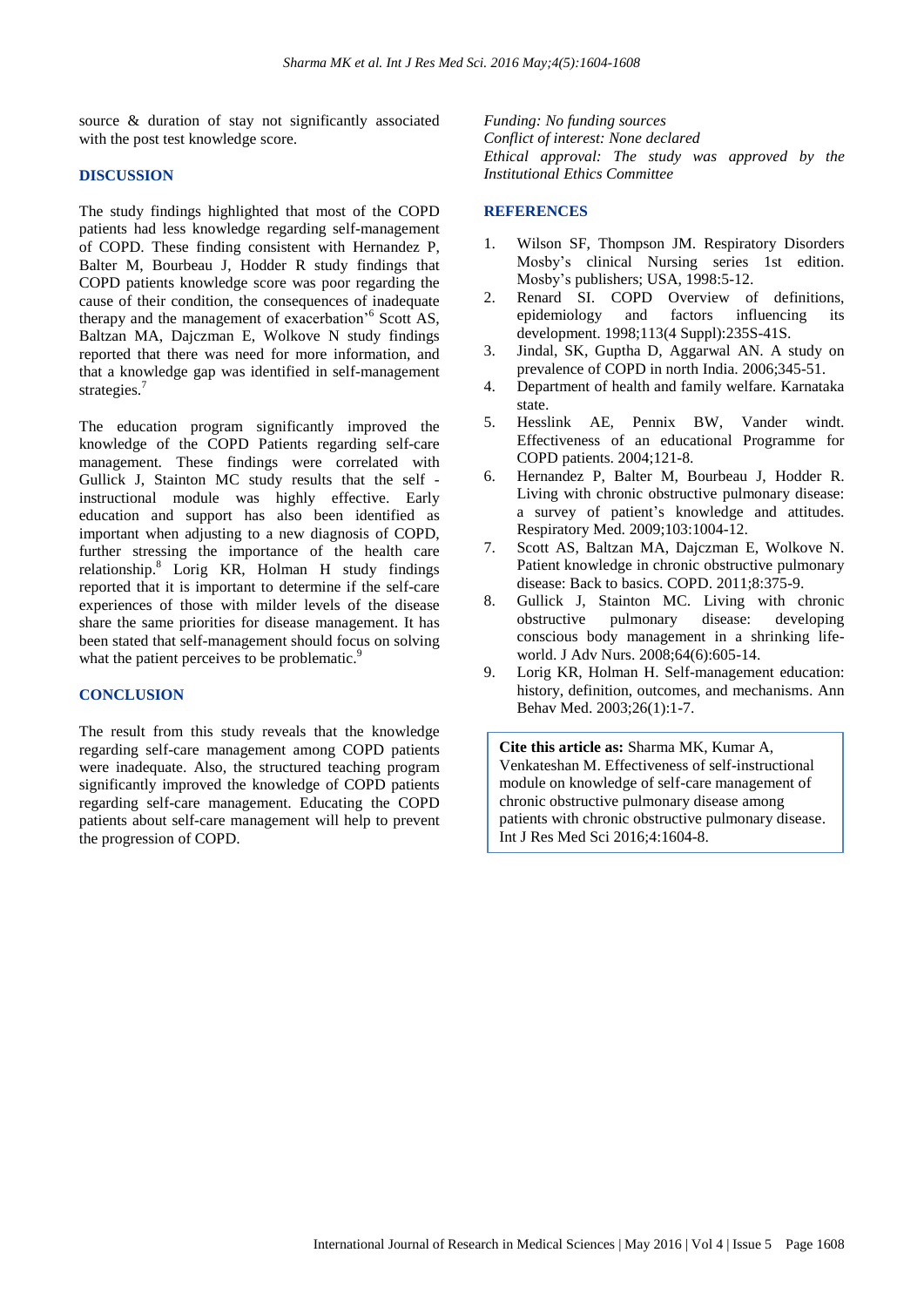source & duration of stay not significantly associated with the post test knowledge score.

## DISCUSSION

The study findings highlighted that most of the COPD patients had less knowledge regarding self-management of COPD. These finding consistent with Hernandez P, Balter M, Bourbeau J, Hodder R study findings that COPD patients knowledge score was poor regarding the cause of their condition, the consequences of inadequate therapy and the management of exacerbation'[6] Scott AS, Baltzan MA, Dajczman E, Wolkove N study findings reported that there was need for more information, and that a knowledge gap was identified in self-management strategies.[7]

The education program significantly improved the knowledge of the COPD Patients regarding self-care management. These findings were correlated with Gullick J, Stainton MC study results that the self - instructional module was highly effective. Early education and support has also been identified as important when adjusting to a new diagnosis of COPD, further stressing the importance of the health care relationship.[8] Lorig KR, Holman H study findings reported that it is important to determine if the self-care experiences of those with milder levels of the disease share the same priorities for disease management. It has been stated that self-management should focus on solving what the patient perceives to be problematic.[9]

## CONCLUSION

The result from this study reveals that the knowledge regarding self-care management among COPD patients were inadequate. Also, the structured teaching program significantly improved the knowledge of COPD patients regarding self-care management. Educating the COPD patients about self-care management will help to prevent the progression of COPD.

*Funding: No funding sources*
*Conflict of interest: None declared*
*Ethical approval: The study was approved by the Institutional Ethics Committee*

## REFERENCES

1. Wilson SF, Thompson JM. Respiratory Disorders Mosby's clinical Nursing series 1st edition. Mosby's publishers; USA, 1998:5-12.
2. Renard SI. COPD Overview of definitions, epidemiology and factors influencing its development. 1998;113(4 Suppl):235S-41S.
3. Jindal, SK, Guptha D, Aggarwal AN. A study on prevalence of COPD in north India. 2006;345-51.
4. Department of health and family welfare. Karnataka state.
5. Hesslink AE, Pennix BW, Vander windt. Effectiveness of an educational Programme for COPD patients. 2004;121-8.
6. Hernandez P, Balter M, Bourbeau J, Hodder R. Living with chronic obstructive pulmonary disease: a survey of patient's knowledge and attitudes. Respiratory Med. 2009;103:1004-12.
7. Scott AS, Baltzan MA, Dajczman E, Wolkove N. Patient knowledge in chronic obstructive pulmonary disease: Back to basics. COPD. 2011;8:375-9.
8. Gullick J, Stainton MC. Living with chronic obstructive pulmonary disease: developing conscious body management in a shrinking life-world. J Adv Nurs. 2008;64(6):605-14.
9. Lorig KR, Holman H. Self-management education: history, definition, outcomes, and mechanisms. Ann Behav Med. 2003;26(1):1-7.

**Cite this article as:** Sharma MK, Kumar A, Venkateshan M. Effectiveness of self-instructional module on knowledge of self-care management of chronic obstructive pulmonary disease among patients with chronic obstructive pulmonary disease. Int J Res Med Sci 2016;4:1604-8.